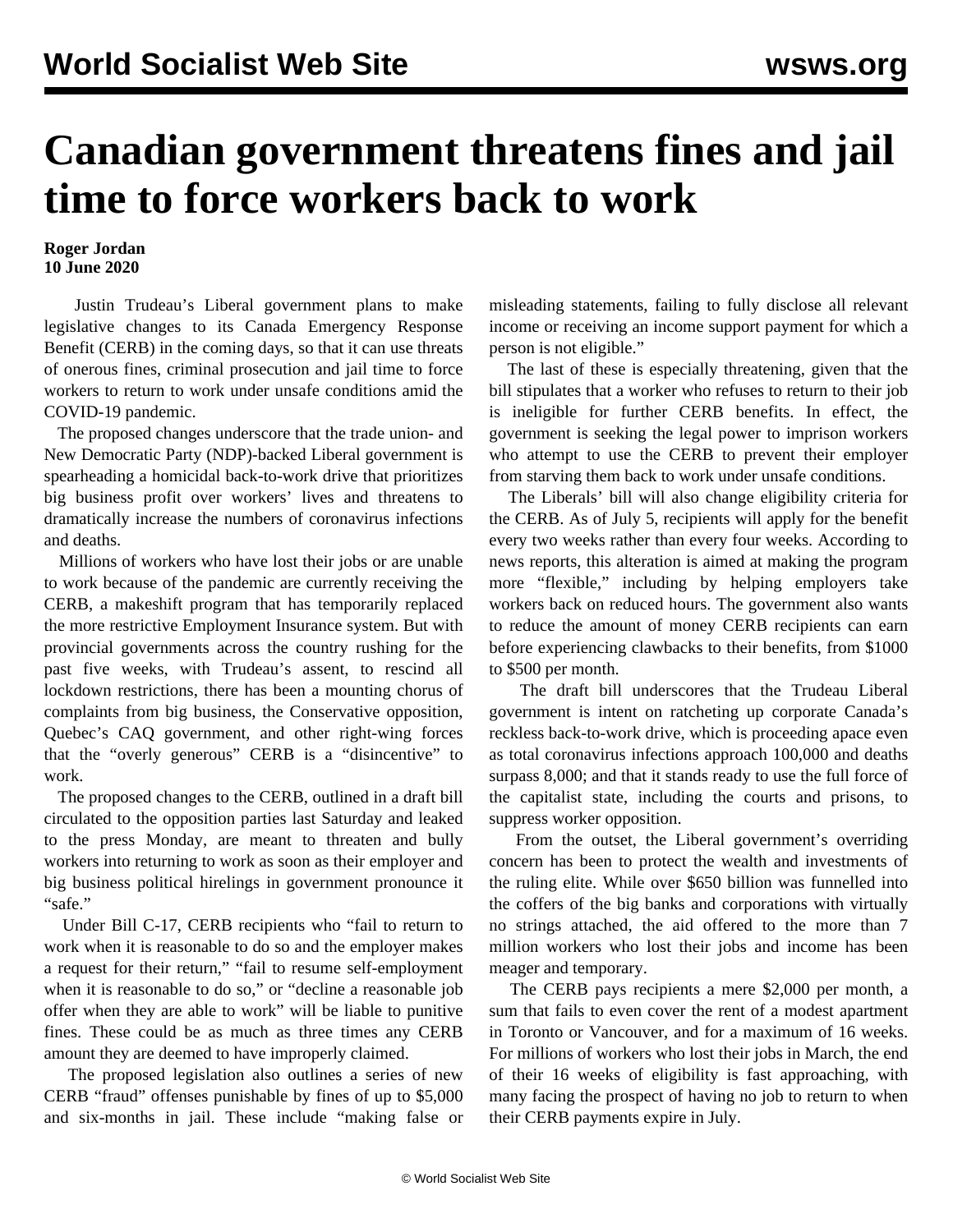# Canadian government threatens fines and jail time to force workers back to work

**Roger Jordan**
**10 June 2020**

Justin Trudeau's Liberal government plans to make legislative changes to its Canada Emergency Response Benefit (CERB) in the coming days, so that it can use threats of onerous fines, criminal prosecution and jail time to force workers to return to work under unsafe conditions amid the COVID-19 pandemic.

The proposed changes underscore that the trade union- and New Democratic Party (NDP)-backed Liberal government is spearheading a homicidal back-to-work drive that prioritizes big business profit over workers' lives and threatens to dramatically increase the numbers of coronavirus infections and deaths.

Millions of workers who have lost their jobs or are unable to work because of the pandemic are currently receiving the CERB, a makeshift program that has temporarily replaced the more restrictive Employment Insurance system. But with provincial governments across the country rushing for the past five weeks, with Trudeau's assent, to rescind all lockdown restrictions, there has been a mounting chorus of complaints from big business, the Conservative opposition, Quebec's CAQ government, and other right-wing forces that the "overly generous" CERB is a "disincentive" to work.

The proposed changes to the CERB, outlined in a draft bill circulated to the opposition parties last Saturday and leaked to the press Monday, are meant to threaten and bully workers into returning to work as soon as their employer and big business political hirelings in government pronounce it "safe."

Under Bill C-17, CERB recipients who "fail to return to work when it is reasonable to do so and the employer makes a request for their return," "fail to resume self-employment when it is reasonable to do so," or "decline a reasonable job offer when they are able to work" will be liable to punitive fines. These could be as much as three times any CERB amount they are deemed to have improperly claimed.

The proposed legislation also outlines a series of new CERB "fraud" offenses punishable by fines of up to $5,000 and six-months in jail. These include "making false or misleading statements, failing to fully disclose all relevant income or receiving an income support payment for which a person is not eligible."

The last of these is especially threatening, given that the bill stipulates that a worker who refuses to return to their job is ineligible for further CERB benefits. In effect, the government is seeking the legal power to imprison workers who attempt to use the CERB to prevent their employer from starving them back to work under unsafe conditions.

The Liberals' bill will also change eligibility criteria for the CERB. As of July 5, recipients will apply for the benefit every two weeks rather than every four weeks. According to news reports, this alteration is aimed at making the program more "flexible," including by helping employers take workers back on reduced hours. The government also wants to reduce the amount of money CERB recipients can earn before experiencing clawbacks to their benefits, from $1000 to $500 per month.

The draft bill underscores that the Trudeau Liberal government is intent on ratcheting up corporate Canada's reckless back-to-work drive, which is proceeding apace even as total coronavirus infections approach 100,000 and deaths surpass 8,000; and that it stands ready to use the full force of the capitalist state, including the courts and prisons, to suppress worker opposition.

From the outset, the Liberal government's overriding concern has been to protect the wealth and investments of the ruling elite. While over $650 billion was funnelled into the coffers of the big banks and corporations with virtually no strings attached, the aid offered to the more than 7 million workers who lost their jobs and income has been meager and temporary.

The CERB pays recipients a mere $2,000 per month, a sum that fails to even cover the rent of a modest apartment in Toronto or Vancouver, and for a maximum of 16 weeks. For millions of workers who lost their jobs in March, the end of their 16 weeks of eligibility is fast approaching, with many facing the prospect of having no job to return to when their CERB payments expire in July.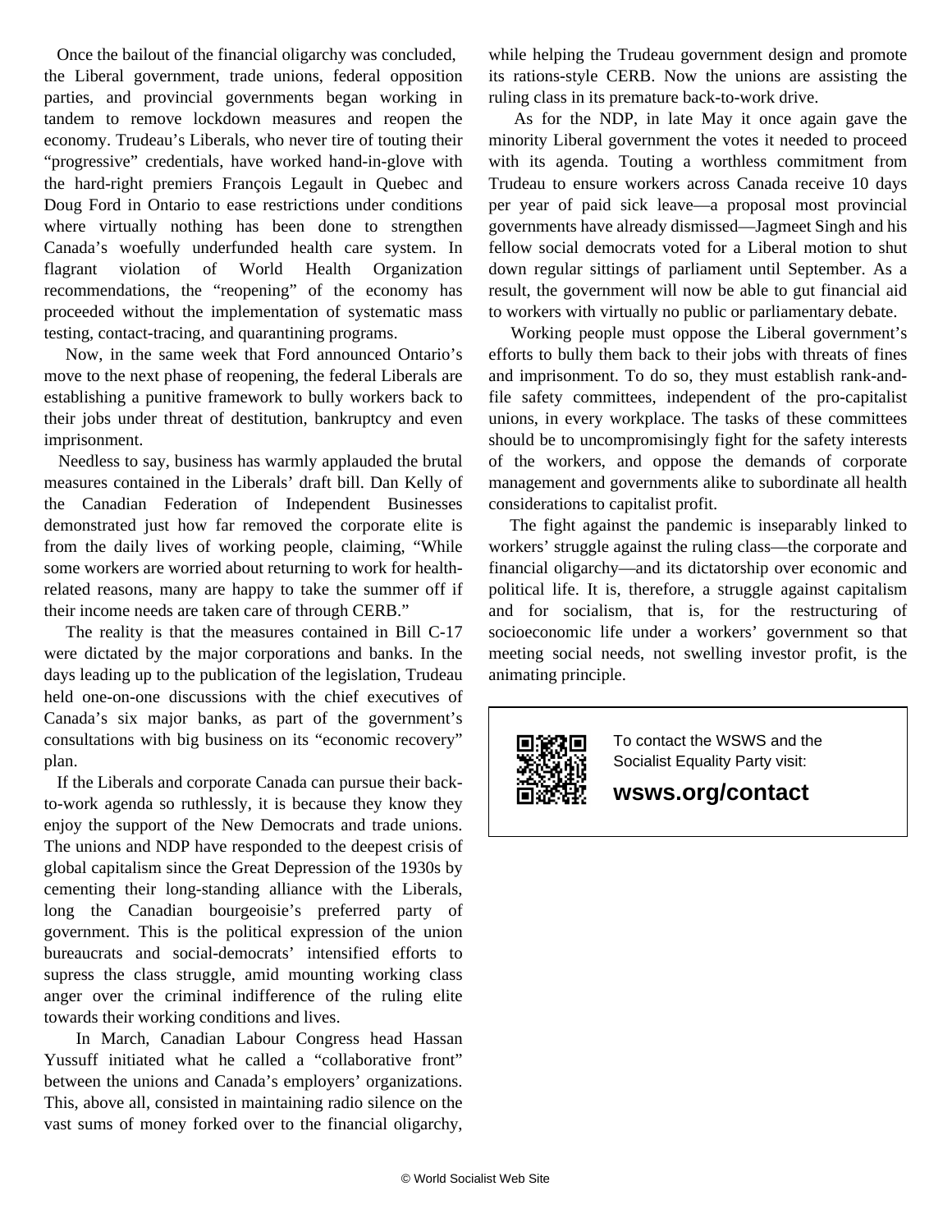Once the bailout of the financial oligarchy was concluded, the Liberal government, trade unions, federal opposition parties, and provincial governments began working in tandem to remove lockdown measures and reopen the economy. Trudeau's Liberals, who never tire of touting their "progressive" credentials, have worked hand-in-glove with the hard-right premiers François Legault in Quebec and Doug Ford in Ontario to ease restrictions under conditions where virtually nothing has been done to strengthen Canada's woefully underfunded health care system. In flagrant violation of World Health Organization recommendations, the "reopening" of the economy has proceeded without the implementation of systematic mass testing, contact-tracing, and quarantining programs.

Now, in the same week that Ford announced Ontario's move to the next phase of reopening, the federal Liberals are establishing a punitive framework to bully workers back to their jobs under threat of destitution, bankruptcy and even imprisonment.

Needless to say, business has warmly applauded the brutal measures contained in the Liberals' draft bill. Dan Kelly of the Canadian Federation of Independent Businesses demonstrated just how far removed the corporate elite is from the daily lives of working people, claiming, "While some workers are worried about returning to work for health-related reasons, many are happy to take the summer off if their income needs are taken care of through CERB."

The reality is that the measures contained in Bill C-17 were dictated by the major corporations and banks. In the days leading up to the publication of the legislation, Trudeau held one-on-one discussions with the chief executives of Canada's six major banks, as part of the government's consultations with big business on its "economic recovery" plan.

If the Liberals and corporate Canada can pursue their back-to-work agenda so ruthlessly, it is because they know they enjoy the support of the New Democrats and trade unions. The unions and NDP have responded to the deepest crisis of global capitalism since the Great Depression of the 1930s by cementing their long-standing alliance with the Liberals, long the Canadian bourgeoisie's preferred party of government. This is the political expression of the union bureaucrats and social-democrats' intensified efforts to supress the class struggle, amid mounting working class anger over the criminal indifference of the ruling elite towards their working conditions and lives.

In March, Canadian Labour Congress head Hassan Yussuff initiated what he called a "collaborative front" between the unions and Canada's employers' organizations. This, above all, consisted in maintaining radio silence on the vast sums of money forked over to the financial oligarchy, while helping the Trudeau government design and promote its rations-style CERB. Now the unions are assisting the ruling class in its premature back-to-work drive.

As for the NDP, in late May it once again gave the minority Liberal government the votes it needed to proceed with its agenda. Touting a worthless commitment from Trudeau to ensure workers across Canada receive 10 days per year of paid sick leave—a proposal most provincial governments have already dismissed—Jagmeet Singh and his fellow social democrats voted for a Liberal motion to shut down regular sittings of parliament until September. As a result, the government will now be able to gut financial aid to workers with virtually no public or parliamentary debate.

Working people must oppose the Liberal government's efforts to bully them back to their jobs with threats of fines and imprisonment. To do so, they must establish rank-and-file safety committees, independent of the pro-capitalist unions, in every workplace. The tasks of these committees should be to uncompromisingly fight for the safety interests of the workers, and oppose the demands of corporate management and governments alike to subordinate all health considerations to capitalist profit.

The fight against the pandemic is inseparably linked to workers' struggle against the ruling class—the corporate and financial oligarchy—and its dictatorship over economic and political life. It is, therefore, a struggle against capitalism and for socialism, that is, for the restructuring of socioeconomic life under a workers' government so that meeting social needs, not swelling investor profit, is the animating principle.

To contact the WSWS and the Socialist Equality Party visit:

**wsws.org/contact**